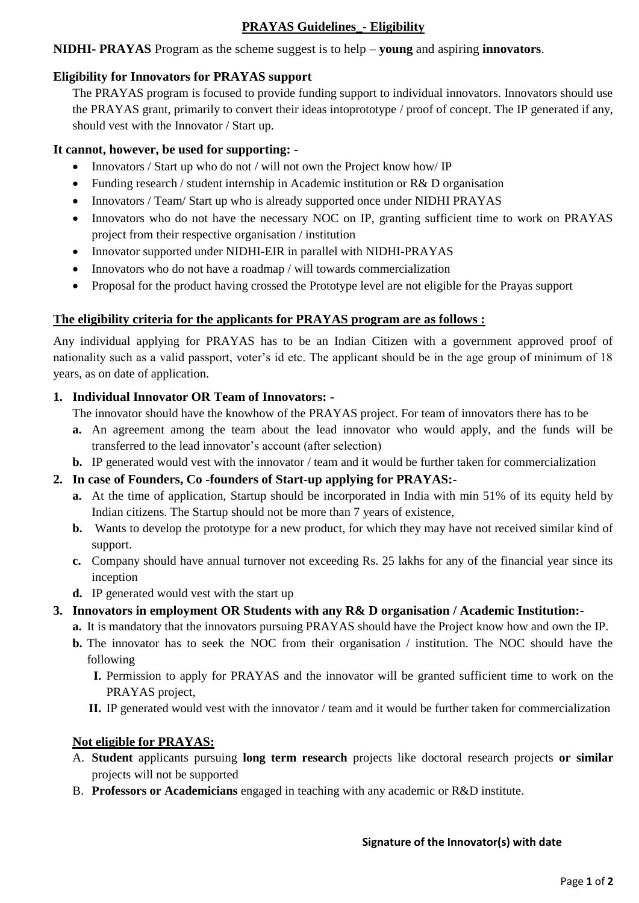## PRAYAS Guidelines_- Eligibility

**NIDHI- PRAYAS** Program as the scheme suggest is to help – **young** and aspiring **innovators**.

### Eligibility for Innovators for PRAYAS support

The PRAYAS program is focused to provide funding support to individual innovators. Innovators should use the PRAYAS grant, primarily to convert their ideas intoprototype / proof of concept. The IP generated if any, should vest with the Innovator / Start up.

### It cannot, however, be used for supporting: -

- Innovators / Start up who do not / will not own the Project know how/ IP
- Funding research / student internship in Academic institution or R& D organisation
- Innovators / Team/ Start up who is already supported once under NIDHI PRAYAS
- Innovators who do not have the necessary NOC on IP, granting sufficient time to work on PRAYAS project from their respective organisation / institution
- Innovator supported under NIDHI-EIR in parallel with NIDHI-PRAYAS
- Innovators who do not have a roadmap / will towards commercialization
- Proposal for the product having crossed the Prototype level are not eligible for the Prayas support

### The eligibility criteria for the applicants for PRAYAS program are as follows :

Any individual applying for PRAYAS has to be an Indian Citizen with a government approved proof of nationality such as a valid passport, voter's id etc. The applicant should be in the age group of minimum of 18 years, as on date of application.

1. **Individual Innovator OR Team of Innovators: -**

   The innovator should have the knowhow of the PRAYAS project. For team of innovators there has to be

   a. An agreement among the team about the lead innovator who would apply, and the funds will be transferred to the lead innovator's account (after selection)

   b. IP generated would vest with the innovator / team and it would be further taken for commercialization

2. **In case of Founders, Co -founders of Start-up applying for PRAYAS:-**

   a. At the time of application, Startup should be incorporated in India with min 51% of its equity held by Indian citizens. The Startup should not be more than 7 years of existence,

   b. Wants to develop the prototype for a new product, for which they may have not received similar kind of support.

   c. Company should have annual turnover not exceeding Rs. 25 lakhs for any of the financial year since its inception

   d. IP generated would vest with the start up

3. **Innovators in employment OR Students with any R& D organisation / Academic Institution:-**

   a. It is mandatory that the innovators pursuing PRAYAS should have the Project know how and own the IP.

   b. The innovator has to seek the NOC from their organisation / institution. The NOC should have the following

      I. Permission to apply for PRAYAS and the innovator will be granted sufficient time to work on the PRAYAS project,

      II. IP generated would vest with the innovator / team and it would be further taken for commercialization

### Not eligible for PRAYAS:

A. **Student** applicants pursuing **long term research** projects like doctoral research projects **or similar** projects will not be supported

B. **Professors or Academicians** engaged in teaching with any academic or R&D institute.

**Signature of the Innovator(s) with date**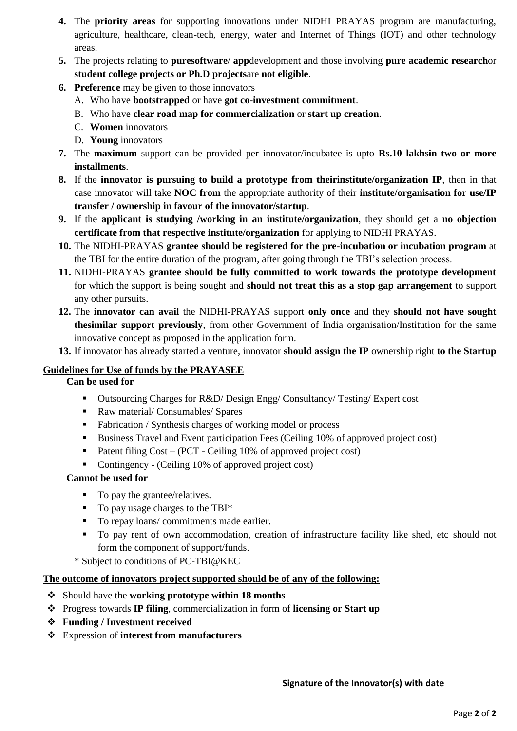4. The **priority areas** for supporting innovations under NIDHI PRAYAS program are manufacturing, agriculture, healthcare, clean-tech, energy, water and Internet of Things (IOT) and other technology areas.
5. The projects relating to **puresoftware**/ **app**development and those involving **pure academic research**or **student college projects or Ph.D projects**are **not eligible**.
6. **Preference** may be given to those innovators
   A. Who have **bootstrapped** or have **got co-investment commitment**.
   B. Who have **clear road map for commercialization** or **start up creation**.
   C. **Women** innovators
   D. **Young** innovators
7. The **maximum** support can be provided per innovator/incubatee is upto **Rs.10 lakhsin two or more installments**.
8. If the **innovator is pursuing to build a prototype from theirinstitute/organization IP**, then in that case innovator will take **NOC from** the appropriate authority of their **institute/organisation for use/IP transfer / ownership in favour of the innovator/startup**.
9. If the **applicant is studying /working in an institute/organization**, they should get a **no objection certificate from that respective institute/organization** for applying to NIDHI PRAYAS.
10. The NIDHI-PRAYAS **grantee should be registered for the pre-incubation or incubation program** at the TBI for the entire duration of the program, after going through the TBI's selection process.
11. NIDHI-PRAYAS **grantee should be fully committed to work towards the prototype development** for which the support is being sought and **should not treat this as a stop gap arrangement** to support any other pursuits.
12. The **innovator can avail** the NIDHI-PRAYAS support **only once** and they **should not have sought thesimilar support previously**, from other Government of India organisation/Institution for the same innovative concept as proposed in the application form.
13. If innovator has already started a venture, innovator **should assign the IP** ownership right **to the Startup**

**Guidelines for Use of funds by the PRAYASEE**

**Can be used for**

- Outsourcing Charges for R&D/ Design Engg/ Consultancy/ Testing/ Expert cost
- Raw material/ Consumables/ Spares
- Fabrication / Synthesis charges of working model or process
- Business Travel and Event participation Fees (Ceiling 10% of approved project cost)
- Patent filing Cost – (PCT - Ceiling 10% of approved project cost)
- Contingency - (Ceiling 10% of approved project cost)

**Cannot be used for**

- To pay the grantee/relatives.
- To pay usage charges to the TBI*
- To repay loans/ commitments made earlier.
- To pay rent of own accommodation, creation of infrastructure facility like shed, etc should not form the component of support/funds.

\* Subject to conditions of PC-TBI@KEC

**The outcome of innovators project supported should be of any of the following:**

- Should have the **working prototype within 18 months**
- Progress towards **IP filing**, commercialization in form of **licensing or Start up**
- **Funding / Investment received**
- Expression of **interest from manufacturers**

**Signature of the Innovator(s) with date**